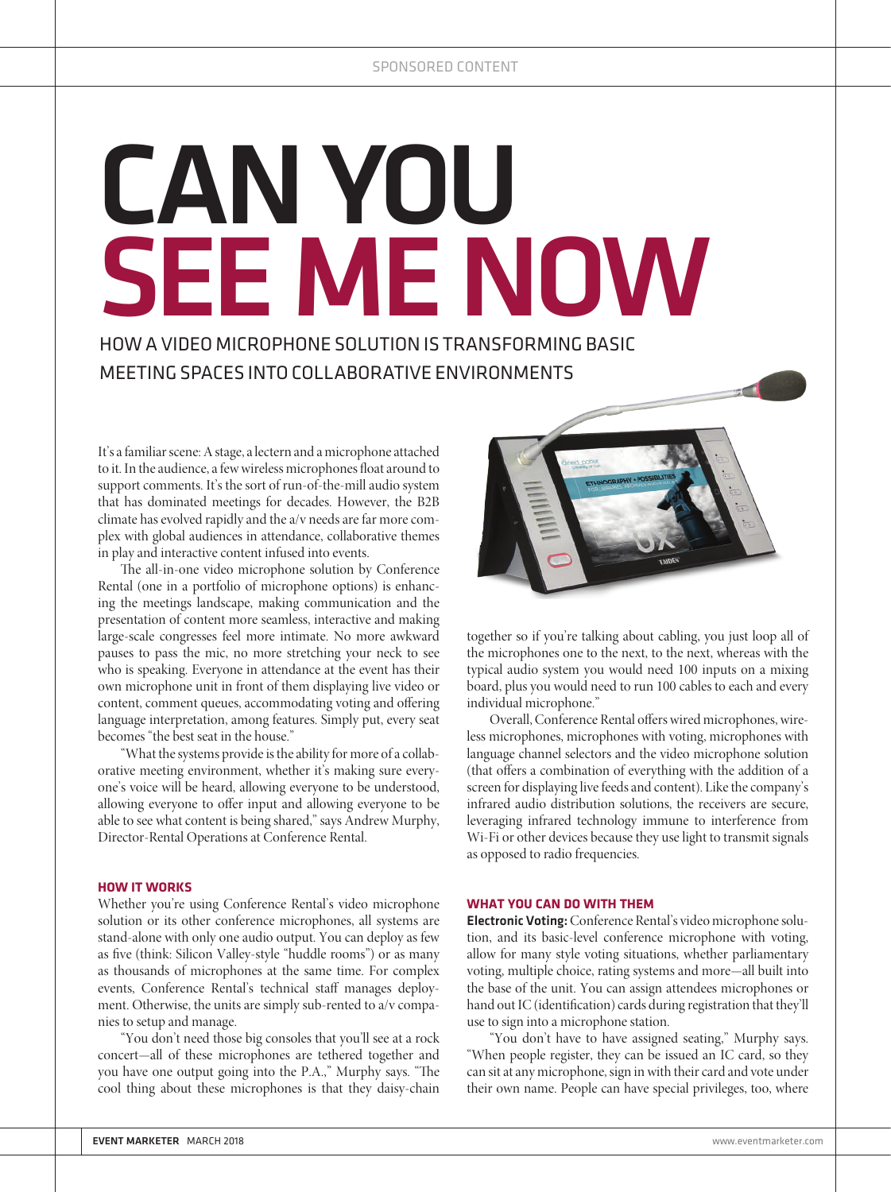# CAN YOU SEE ME NOW

## HOW A VIDEO MICROPHONE SOLUTION IS TRANSFORMING BASIC MEETING SPACES INTO COLLABORATIVE ENVIRONMENTS

It's a familiar scene: A stage, a lectern and a microphone attached to it. In the audience, a few wireless microphones float around to support comments. It's the sort of run-of-the-mill audio system that has dominated meetings for decades. However, the B2B climate has evolved rapidly and the a/v needs are far more complex with global audiences in attendance, collaborative themes in play and interactive content infused into events.

The all-in-one video microphone solution by Conference Rental (one in a portfolio of microphone options) is enhancing the meetings landscape, making communication and the presentation of content more seamless, interactive and making large-scale congresses feel more intimate. No more awkward pauses to pass the mic, no more stretching your neck to see who is speaking. Everyone in attendance at the event has their own microphone unit in front of them displaying live video or content, comment queues, accommodating voting and offering language interpretation, among features. Simply put, every seat becomes "the best seat in the house."

"What the systems provide is the ability for more of a collaborative meeting environment, whether it's making sure everyone's voice will be heard, allowing everyone to be understood, allowing everyone to offer input and allowing everyone to be able to see what content is being shared," says Andrew Murphy, Director-Rental Operations at Conference Rental.

### HOW IT WORKS

Whether you're using Conference Rental's video microphone solution or its other conference microphones, all systems are stand-alone with only one audio output. You can deploy as few as five (think: Silicon Valley-style "huddle rooms") or as many as thousands of microphones at the same time. For complex events, Conference Rental's technical staff manages deployment. Otherwise, the units are simply sub-rented to a/v companies to setup and manage.

"You don't need those big consoles that you'll see at a rock concert—all of these microphones are tethered together and you have one output going into the P.A.," Murphy says. "The cool thing about these microphones is that they daisy-chain together so if you're talking about cabling, you just loop all of the microphones one to the next, to the next, whereas with the typical audio system you would need 100 inputs on a mixing board, plus you would need to run 100 cables to each and every individual microphone."

Overall, Conference Rental offers wired microphones, wireless microphones, microphones with voting, microphones with language channel selectors and the video microphone solution (that offers a combination of everything with the addition of a screen for displaying live feeds and content). Like the company's infrared audio distribution solutions, the receivers are secure, leveraging infrared technology immune to interference from Wi-Fi or other devices because they use light to transmit signals as opposed to radio frequencies.

### WHAT YOU CAN DO WITH THEM

**Electronic Voting:** Conference Rental's video microphone solution, and its basic-level conference microphone with voting, allow for many style voting situations, whether parliamentary voting, multiple choice, rating systems and more—all built into the base of the unit. You can assign attendees microphones or hand out IC (identification) cards during registration that they'll use to sign into a microphone station.

"You don't have to have assigned seating," Murphy says. "When people register, they can be issued an IC card, so they can sit at any microphone, sign in with their card and vote under their own name. People can have special privileges, too, where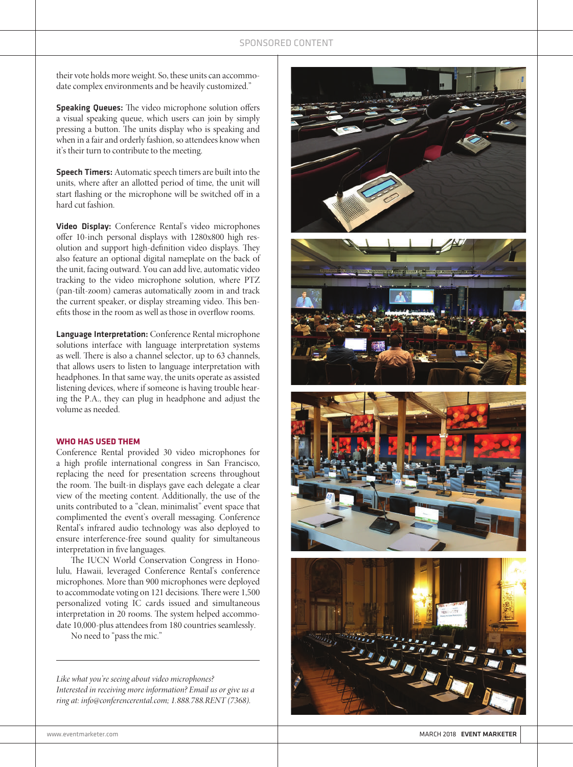their vote holds more weight. So, these units can accommodate complex environments and be heavily customized."

**Speaking Queues:** The video microphone solution offers a visual speaking queue, which users can join by simply pressing a button. The units display who is speaking and when in a fair and orderly fashion, so attendees know when it's their turn to contribute to the meeting.

**Speech Timers:** Automatic speech timers are built into the units, where after an allotted period of time, the unit will start flashing or the microphone will be switched off in a hard cut fashion.

**Video Display:** Conference Rental's video microphones offer 10-inch personal displays with 1280x800 high resolution and support high-definition video displays. They also feature an optional digital nameplate on the back of the unit, facing outward. You can add live, automatic video tracking to the video microphone solution, where PTZ (pan-tilt-zoom) cameras automatically zoom in and track the current speaker, or display streaming video. This benefits those in the room as well as those in overflow rooms.

**Language Interpretation:** Conference Rental microphone solutions interface with language interpretation systems as well. There is also a channel selector, up to 63 channels, that allows users to listen to language interpretation with headphones. In that same way, the units operate as assisted listening devices, where if someone is having trouble hearing the P.A., they can plug in headphone and adjust the volume as needed.

### WHO HAS USED THEM

Conference Rental provided 30 video microphones for a high profile international congress in San Francisco, replacing the need for presentation screens throughout the room. The built-in displays gave each delegate a clear view of the meeting content. Additionally, the use of the units contributed to a "clean, minimalist" event space that complimented the event's overall messaging. Conference Rental's infrared audio technology was also deployed to ensure interference-free sound quality for simultaneous interpretation in five languages.

The IUCN World Conservation Congress in Honolulu, Hawaii, leveraged Conference Rental's conference microphones. More than 900 microphones were deployed to accommodate voting on 121 decisions. There were 1,500 personalized voting IC cards issued and simultaneous interpretation in 20 rooms. The system helped accommodate 10,000-plus attendees from 180 countries seamlessly.

No need to "pass the mic."

---

*Like what you're seeing about video microphones? Interested in receiving more information? Email us or give us a ring at: info@conferencerental.com; 1.888.788.RENT (7368).*